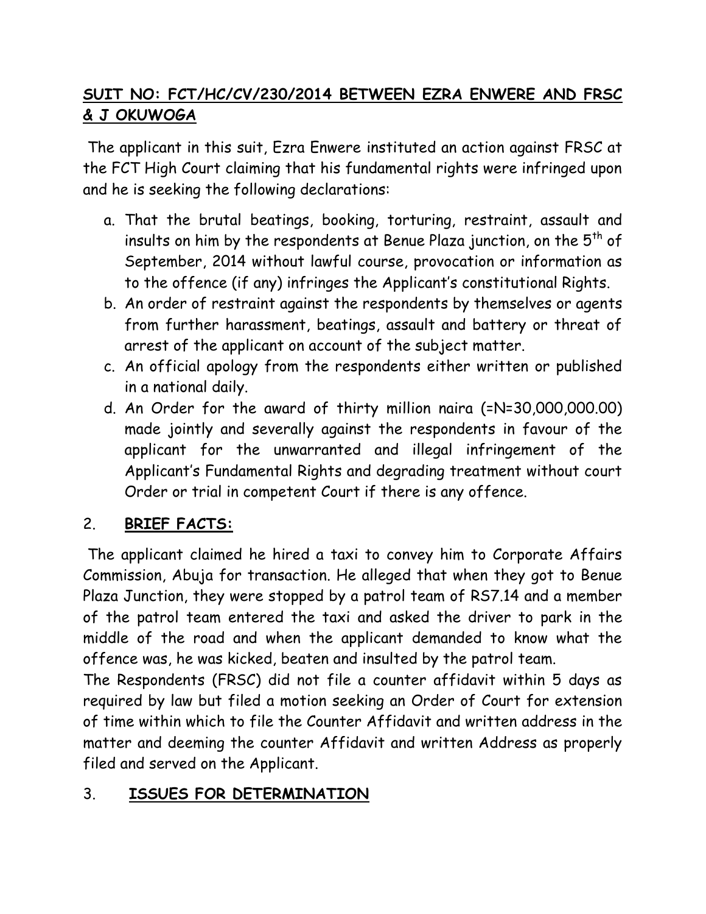**SUIT NO: FCT/HC/CV/230/2014 BETWEEN EZRA ENWERE AND FRSC & J OKUWOGA**

The applicant in this suit, Ezra Enwere instituted an action against FRSC at the FCT High Court claiming that his fundamental rights were infringed upon and he is seeking the following declarations:

a. That the brutal beatings, booking, torturing, restraint, assault and insults on him by the respondents at Benue Plaza junction, on the 5th of September, 2014 without lawful course, provocation or information as to the offence (if any) infringes the Applicant's constitutional Rights.
b. An order of restraint against the respondents by themselves or agents from further harassment, beatings, assault and battery or threat of arrest of the applicant on account of the subject matter.
c. An official apology from the respondents either written or published in a national daily.
d. An Order for the award of thirty million naira (=N=30,000,000.00) made jointly and severally against the respondents in favour of the applicant for the unwarranted and illegal infringement of the Applicant's Fundamental Rights and degrading treatment without court Order or trial in competent Court if there is any offence.

## 2. BRIEF FACTS:

The applicant claimed he hired a taxi to convey him to Corporate Affairs Commission, Abuja for transaction. He alleged that when they got to Benue Plaza Junction, they were stopped by a patrol team of RS7.14 and a member of the patrol team entered the taxi and asked the driver to park in the middle of the road and when the applicant demanded to know what the offence was, he was kicked, beaten and insulted by the patrol team.

The Respondents (FRSC) did not file a counter affidavit within 5 days as required by law but filed a motion seeking an Order of Court for extension of time within which to file the Counter Affidavit and written address in the matter and deeming the counter Affidavit and written Address as properly filed and served on the Applicant.

## 3. ISSUES FOR DETERMINATION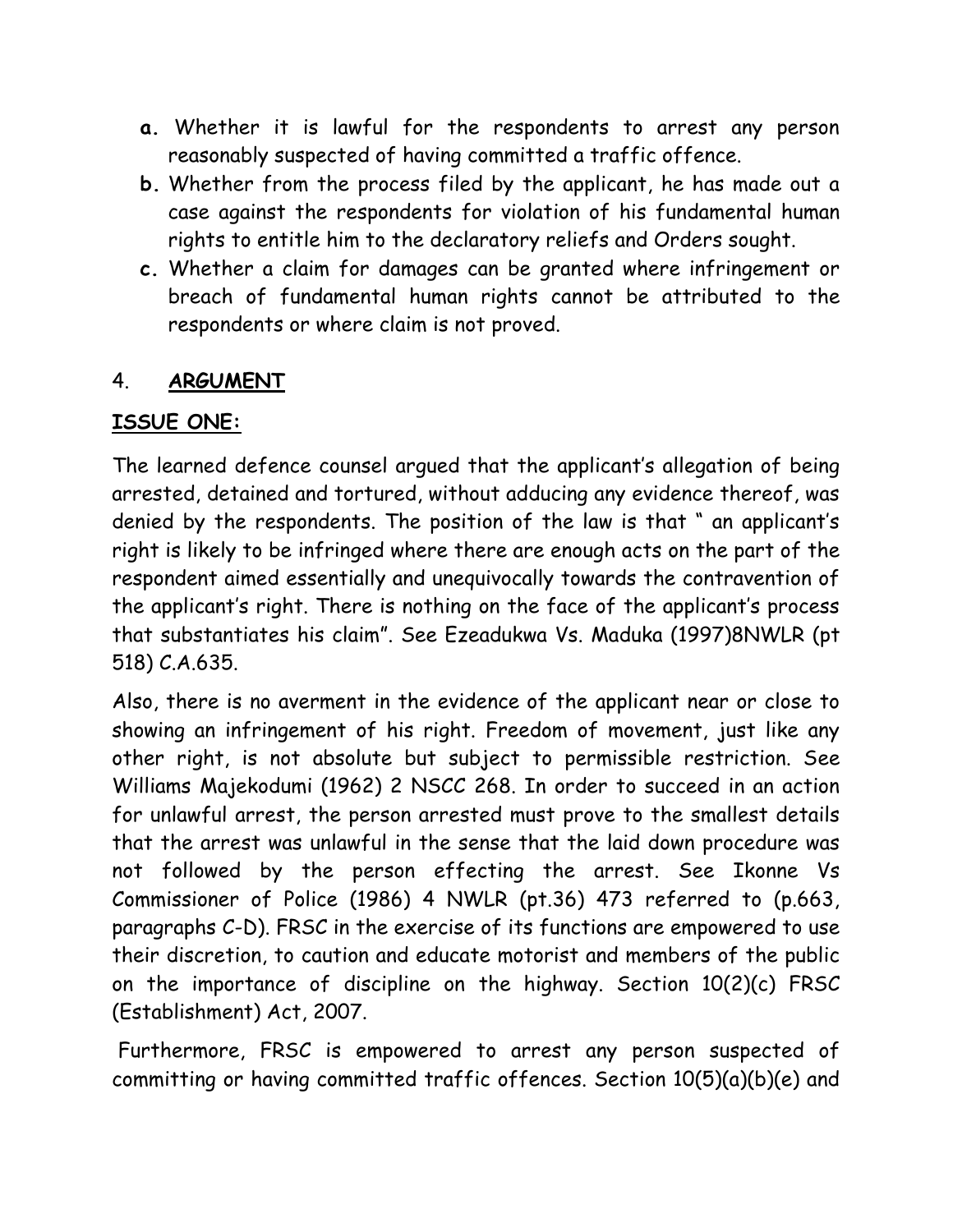- **a.** Whether it is lawful for the respondents to arrest any person reasonably suspected of having committed a traffic offence.
- **b.** Whether from the process filed by the applicant, he has made out a case against the respondents for violation of his fundamental human rights to entitle him to the declaratory reliefs and Orders sought.
- **c.** Whether a claim for damages can be granted where infringement or breach of fundamental human rights cannot be attributed to the respondents or where claim is not proved.

## 4. **ARGUMENT**

### **ISSUE ONE:**

The learned defence counsel argued that the applicant's allegation of being arrested, detained and tortured, without adducing any evidence thereof, was denied by the respondents. The position of the law is that " an applicant's right is likely to be infringed where there are enough acts on the part of the respondent aimed essentially and unequivocally towards the contravention of the applicant's right. There is nothing on the face of the applicant's process that substantiates his claim". See Ezeadukwa Vs. Maduka (1997)8NWLR (pt 518) C.A.635.

Also, there is no averment in the evidence of the applicant near or close to showing an infringement of his right. Freedom of movement, just like any other right, is not absolute but subject to permissible restriction. See Williams Majekodumi (1962) 2 NSCC 268. In order to succeed in an action for unlawful arrest, the person arrested must prove to the smallest details that the arrest was unlawful in the sense that the laid down procedure was not followed by the person effecting the arrest. See Ikonne Vs Commissioner of Police (1986) 4 NWLR (pt.36) 473 referred to (p.663, paragraphs C-D). FRSC in the exercise of its functions are empowered to use their discretion, to caution and educate motorist and members of the public on the importance of discipline on the highway. Section 10(2)(c) FRSC (Establishment) Act, 2007.

Furthermore, FRSC is empowered to arrest any person suspected of committing or having committed traffic offences. Section 10(5)(a)(b)(e) and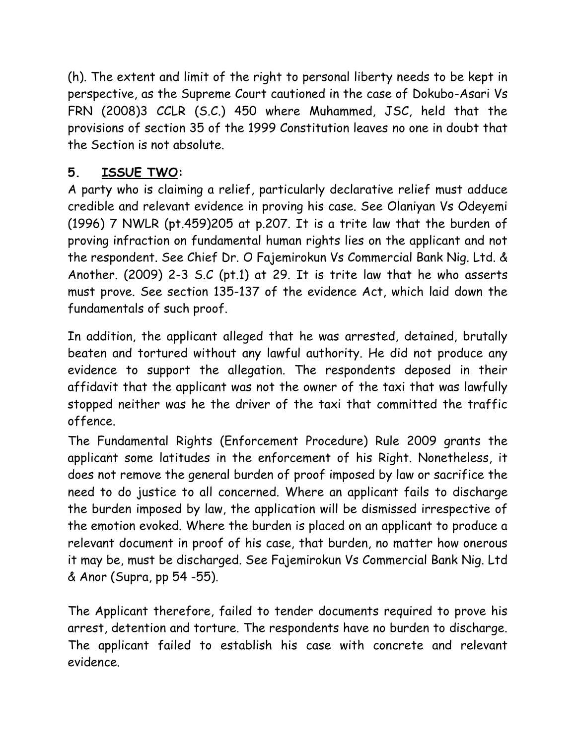(h). The extent and limit of the right to personal liberty needs to be kept in perspective, as the Supreme Court cautioned in the case of Dokubo-Asari Vs FRN (2008)3 CCLR (S.C.) 450 where Muhammed, JSC, held that the provisions of section 35 of the 1999 Constitution leaves no one in doubt that the Section is not absolute.

## 5. **<u>ISSUE TWO</u>:**

A party who is claiming a relief, particularly declarative relief must adduce credible and relevant evidence in proving his case. See Olaniyan Vs Odeyemi (1996) 7 NWLR (pt.459)205 at p.207. It is a trite law that the burden of proving infraction on fundamental human rights lies on the applicant and not the respondent. See Chief Dr. O Fajemirokun Vs Commercial Bank Nig. Ltd. & Another. (2009) 2-3 S.C (pt.1) at 29. It is trite law that he who asserts must prove. See section 135-137 of the evidence Act, which laid down the fundamentals of such proof.

In addition, the applicant alleged that he was arrested, detained, brutally beaten and tortured without any lawful authority. He did not produce any evidence to support the allegation. The respondents deposed in their affidavit that the applicant was not the owner of the taxi that was lawfully stopped neither was he the driver of the taxi that committed the traffic offence.

The Fundamental Rights (Enforcement Procedure) Rule 2009 grants the applicant some latitudes in the enforcement of his Right. Nonetheless, it does not remove the general burden of proof imposed by law or sacrifice the need to do justice to all concerned. Where an applicant fails to discharge the burden imposed by law, the application will be dismissed irrespective of the emotion evoked. Where the burden is placed on an applicant to produce a relevant document in proof of his case, that burden, no matter how onerous it may be, must be discharged. See Fajemirokun Vs Commercial Bank Nig. Ltd & Anor (Supra, pp 54 -55).

The Applicant therefore, failed to tender documents required to prove his arrest, detention and torture. The respondents have no burden to discharge. The applicant failed to establish his case with concrete and relevant evidence.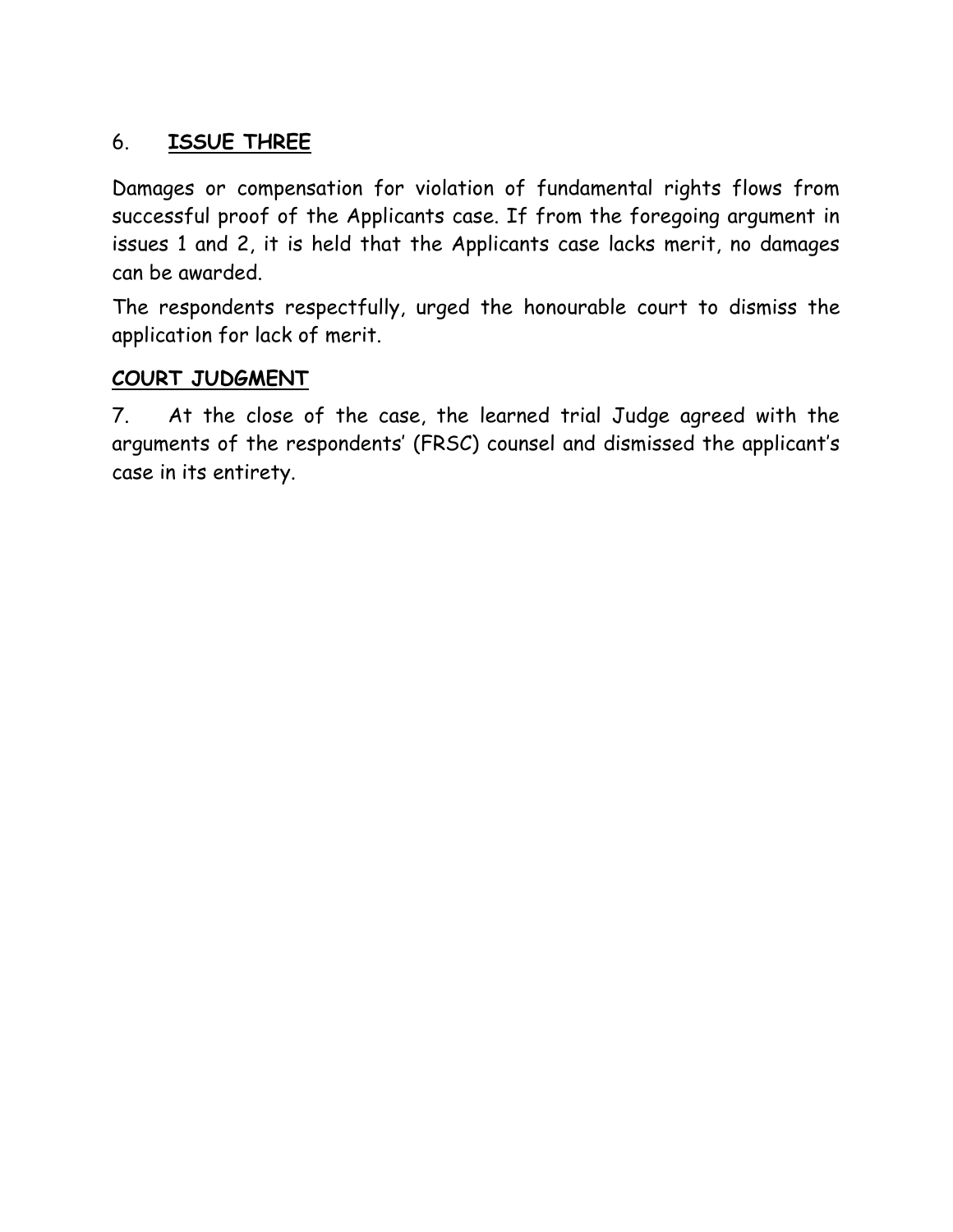## 6. **ISSUE THREE**

Damages or compensation for violation of fundamental rights flows from successful proof of the Applicants case. If from the foregoing argument in issues 1 and 2, it is held that the Applicants case lacks merit, no damages can be awarded.

The respondents respectfully, urged the honourable court to dismiss the application for lack of merit.

## **COURT JUDGMENT**

7. At the close of the case, the learned trial Judge agreed with the arguments of the respondents' (FRSC) counsel and dismissed the applicant's case in its entirety.